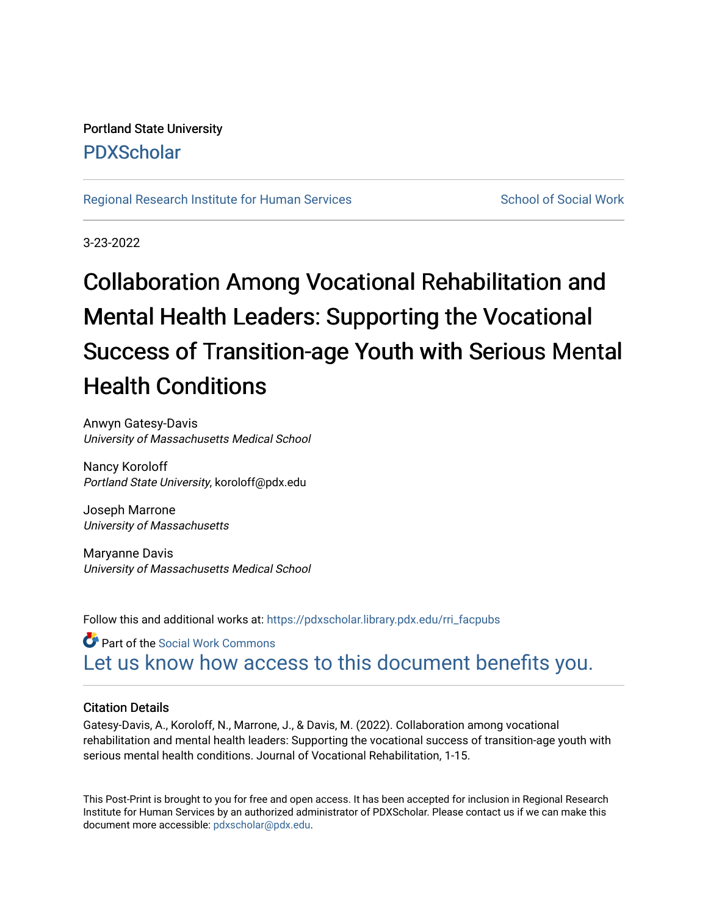Portland State University

# PDXScholar

Regional Research Institute for Human Services

School of Social Work

3-23-2022

# Collaboration Among Vocational Rehabilitation and Mental Health Leaders: Supporting the Vocational Success of Transition-age Youth with Serious Mental Health Conditions

Anwyn Gatesy-Davis
*University of Massachusetts Medical School*

Nancy Koroloff
*Portland State University*, koroloff@pdx.edu

Joseph Marrone
*University of Massachusetts*

Maryanne Davis
*University of Massachusetts Medical School*

Follow this and additional works at: https://pdxscholar.library.pdx.edu/rri_facpubs

Part of the Social Work Commons

Let us know how access to this document benefits you.

## Citation Details

Gatesy-Davis, A., Koroloff, N., Marrone, J., & Davis, M. (2022). Collaboration among vocational rehabilitation and mental health leaders: Supporting the vocational success of transition-age youth with serious mental health conditions. Journal of Vocational Rehabilitation, 1-15.

This Post-Print is brought to you for free and open access. It has been accepted for inclusion in Regional Research Institute for Human Services by an authorized administrator of PDXScholar. Please contact us if we can make this document more accessible: pdxscholar@pdx.edu.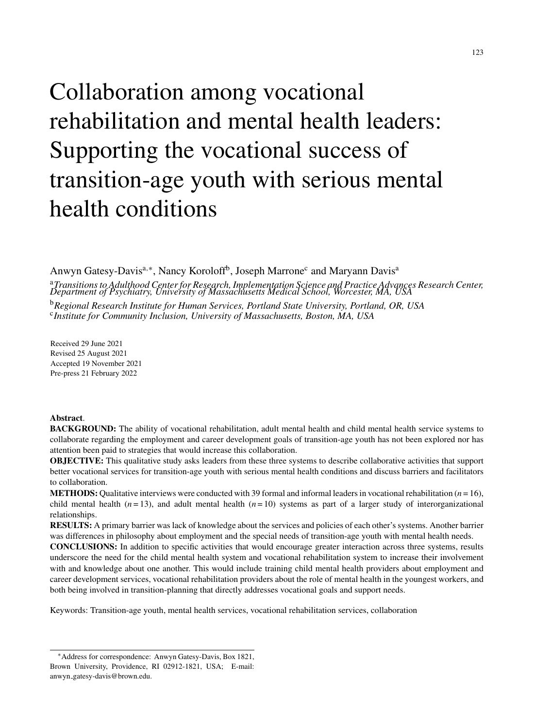# Collaboration among vocational rehabilitation and mental health leaders: Supporting the vocational success of transition-age youth with serious mental health conditions

Anwyn Gatesy-Davis[a,*], Nancy Koroloff[b], Joseph Marrone[c] and Maryann Davis[a]

[a] *Transitions to Adulthood Center for Research, Implementation Science and Practice Advances Research Center, Department of Psychiatry, University of Massachusetts Medical School, Worcester, MA, USA*

[b] *Regional Research Institute for Human Services, Portland State University, Portland, OR, USA*

[c] *Institute for Community Inclusion, University of Massachusetts, Boston, MA, USA*

Received 29 June 2021
Revised 25 August 2021
Accepted 19 November 2021
Pre-press 21 February 2022

**Abstract**.

**BACKGROUND:** The ability of vocational rehabilitation, adult mental health and child mental health service systems to collaborate regarding the employment and career development goals of transition-age youth has not been explored nor has attention been paid to strategies that would increase this collaboration.

**OBJECTIVE:** This qualitative study asks leaders from these three systems to describe collaborative activities that support better vocational services for transition-age youth with serious mental health conditions and discuss barriers and facilitators to collaboration.

**METHODS:** Qualitative interviews were conducted with 39 formal and informal leaders in vocational rehabilitation ($n = 16$), child mental health ($n = 13$), and adult mental health ($n = 10$) systems as part of a larger study of interorganizational relationships.

**RESULTS:** A primary barrier was lack of knowledge about the services and policies of each other's systems. Another barrier was differences in philosophy about employment and the special needs of transition-age youth with mental health needs.

**CONCLUSIONS:** In addition to specific activities that would encourage greater interaction across three systems, results underscore the need for the child mental health system and vocational rehabilitation system to increase their involvement with and knowledge about one another. This would include training child mental health providers about employment and career development services, vocational rehabilitation providers about the role of mental health in the youngest workers, and both being involved in transition-planning that directly addresses vocational goals and support needs.

Keywords: Transition-age youth, mental health services, vocational rehabilitation services, collaboration

---

*Address for correspondence: Anwyn Gatesy-Davis, Box 1821, Brown University, Providence, RI 02912-1821, USA; E-mail: anwyn_gatesy-davis@brown.edu.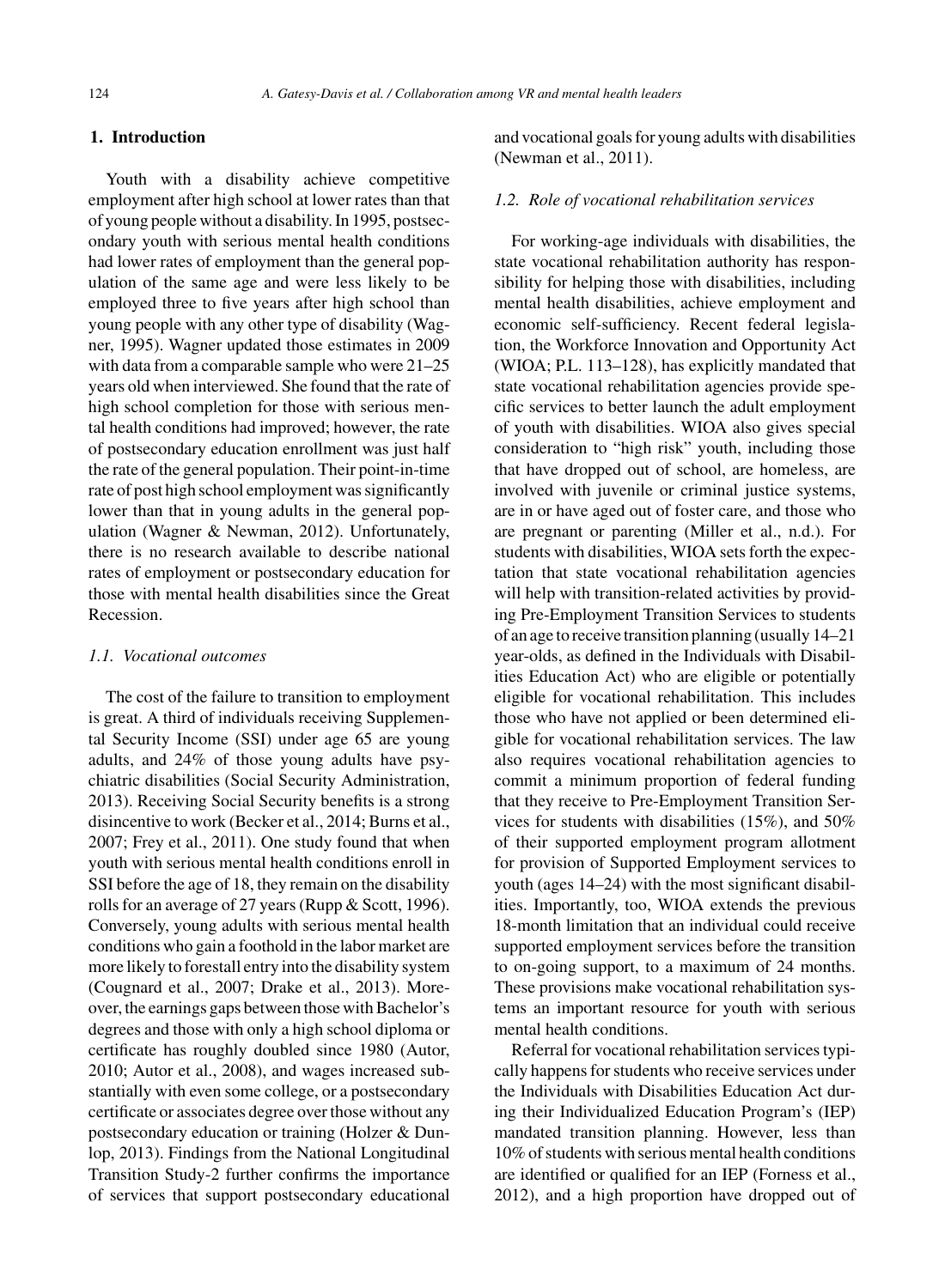## 1. Introduction

Youth with a disability achieve competitive employment after high school at lower rates than that of young people without a disability. In 1995, postsecondary youth with serious mental health conditions had lower rates of employment than the general population of the same age and were less likely to be employed three to five years after high school than young people with any other type of disability (Wagner, 1995). Wagner updated those estimates in 2009 with data from a comparable sample who were 21–25 years old when interviewed. She found that the rate of high school completion for those with serious mental health conditions had improved; however, the rate of postsecondary education enrollment was just half the rate of the general population. Their point-in-time rate of post high school employment was significantly lower than that in young adults in the general population (Wagner & Newman, 2012). Unfortunately, there is no research available to describe national rates of employment or postsecondary education for those with mental health disabilities since the Great Recession.

### *1.1. Vocational outcomes*

The cost of the failure to transition to employment is great. A third of individuals receiving Supplemental Security Income (SSI) under age 65 are young adults, and 24% of those young adults have psychiatric disabilities (Social Security Administration, 2013). Receiving Social Security benefits is a strong disincentive to work (Becker et al., 2014; Burns et al., 2007; Frey et al., 2011). One study found that when youth with serious mental health conditions enroll in SSI before the age of 18, they remain on the disability rolls for an average of 27 years (Rupp & Scott, 1996). Conversely, young adults with serious mental health conditions who gain a foothold in the labor market are more likely to forestall entry into the disability system (Cougnard et al., 2007; Drake et al., 2013). Moreover, the earnings gaps between those with Bachelor's degrees and those with only a high school diploma or certificate has roughly doubled since 1980 (Autor, 2010; Autor et al., 2008), and wages increased substantially with even some college, or a postsecondary certificate or associates degree over those without any postsecondary education or training (Holzer & Dunlop, 2013). Findings from the National Longitudinal Transition Study-2 further confirms the importance of services that support postsecondary educational and vocational goals for young adults with disabilities (Newman et al., 2011).

### *1.2. Role of vocational rehabilitation services*

For working-age individuals with disabilities, the state vocational rehabilitation authority has responsibility for helping those with disabilities, including mental health disabilities, achieve employment and economic self-sufficiency. Recent federal legislation, the Workforce Innovation and Opportunity Act (WIOA; P.L. 113–128), has explicitly mandated that state vocational rehabilitation agencies provide specific services to better launch the adult employment of youth with disabilities. WIOA also gives special consideration to "high risk" youth, including those that have dropped out of school, are homeless, are involved with juvenile or criminal justice systems, are in or have aged out of foster care, and those who are pregnant or parenting (Miller et al., n.d.). For students with disabilities, WIOA sets forth the expectation that state vocational rehabilitation agencies will help with transition-related activities by providing Pre-Employment Transition Services to students of an age to receive transition planning (usually 14–21 year-olds, as defined in the Individuals with Disabilities Education Act) who are eligible or potentially eligible for vocational rehabilitation. This includes those who have not applied or been determined eligible for vocational rehabilitation services. The law also requires vocational rehabilitation agencies to commit a minimum proportion of federal funding that they receive to Pre-Employment Transition Services for students with disabilities (15%), and 50% of their supported employment program allotment for provision of Supported Employment services to youth (ages 14–24) with the most significant disabilities. Importantly, too, WIOA extends the previous 18-month limitation that an individual could receive supported employment services before the transition to on-going support, to a maximum of 24 months. These provisions make vocational rehabilitation systems an important resource for youth with serious mental health conditions.

Referral for vocational rehabilitation services typically happens for students who receive services under the Individuals with Disabilities Education Act during their Individualized Education Program's (IEP) mandated transition planning. However, less than 10% of students with serious mental health conditions are identified or qualified for an IEP (Forness et al., 2012), and a high proportion have dropped out of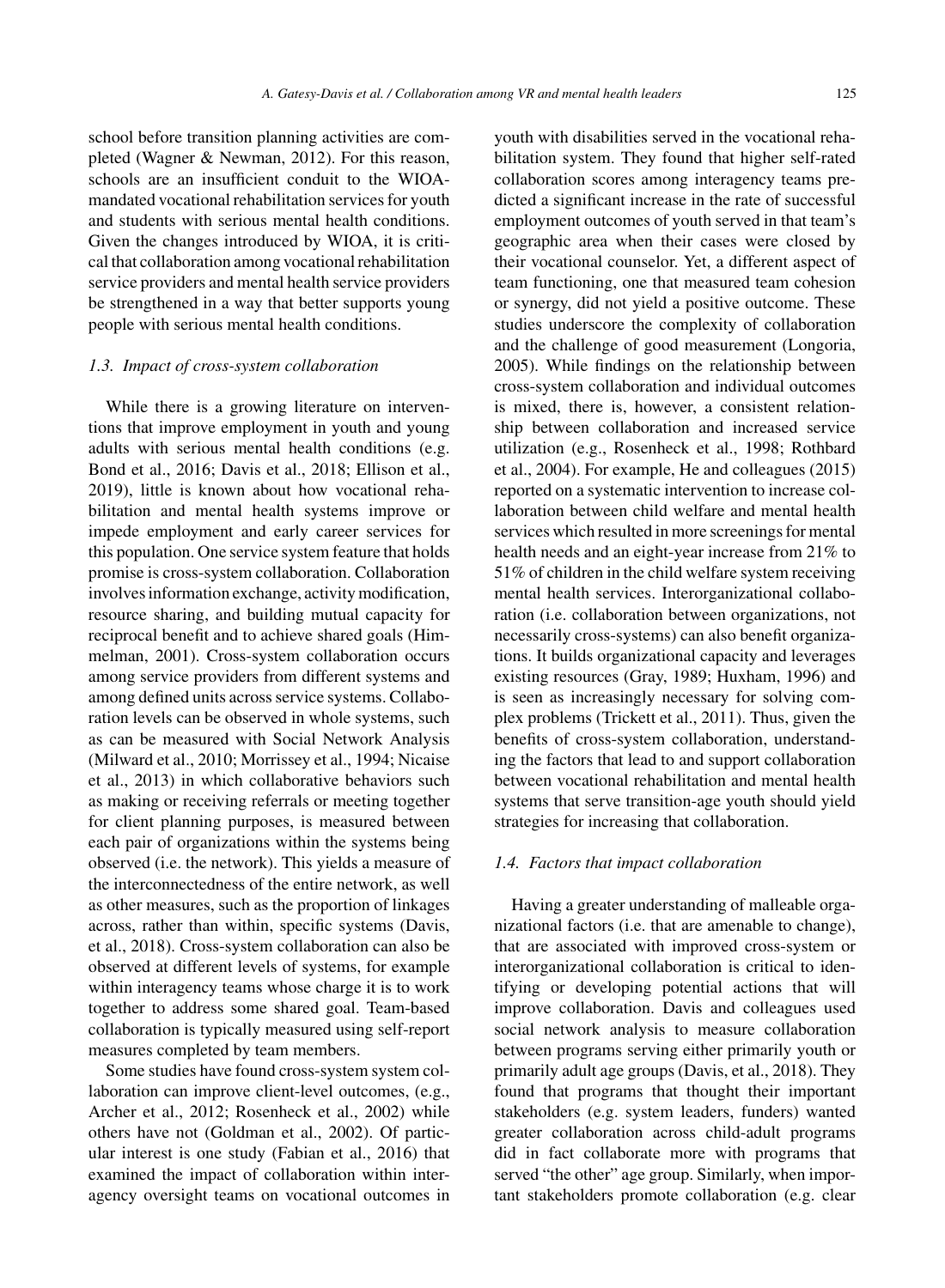school before transition planning activities are completed (Wagner & Newman, 2012). For this reason, schools are an insufficient conduit to the WIOA-mandated vocational rehabilitation services for youth and students with serious mental health conditions. Given the changes introduced by WIOA, it is critical that collaboration among vocational rehabilitation service providers and mental health service providers be strengthened in a way that better supports young people with serious mental health conditions.

### *1.3. Impact of cross-system collaboration*

While there is a growing literature on interventions that improve employment in youth and young adults with serious mental health conditions (e.g. Bond et al., 2016; Davis et al., 2018; Ellison et al., 2019), little is known about how vocational rehabilitation and mental health systems improve or impede employment and early career services for this population. One service system feature that holds promise is cross-system collaboration. Collaboration involves information exchange, activity modification, resource sharing, and building mutual capacity for reciprocal benefit and to achieve shared goals (Himmelman, 2001). Cross-system collaboration occurs among service providers from different systems and among defined units across service systems. Collaboration levels can be observed in whole systems, such as can be measured with Social Network Analysis (Milward et al., 2010; Morrissey et al., 1994; Nicaise et al., 2013) in which collaborative behaviors such as making or receiving referrals or meeting together for client planning purposes, is measured between each pair of organizations within the systems being observed (i.e. the network). This yields a measure of the interconnectedness of the entire network, as well as other measures, such as the proportion of linkages across, rather than within, specific systems (Davis, et al., 2018). Cross-system collaboration can also be observed at different levels of systems, for example within interagency teams whose charge it is to work together to address some shared goal. Team-based collaboration is typically measured using self-report measures completed by team members.

Some studies have found cross-system system collaboration can improve client-level outcomes, (e.g., Archer et al., 2012; Rosenheck et al., 2002) while others have not (Goldman et al., 2002). Of particular interest is one study (Fabian et al., 2016) that examined the impact of collaboration within interagency oversight teams on vocational outcomes in youth with disabilities served in the vocational rehabilitation system. They found that higher self-rated collaboration scores among interagency teams predicted a significant increase in the rate of successful employment outcomes of youth served in that team's geographic area when their cases were closed by their vocational counselor. Yet, a different aspect of team functioning, one that measured team cohesion or synergy, did not yield a positive outcome. These studies underscore the complexity of collaboration and the challenge of good measurement (Longoria, 2005). While findings on the relationship between cross-system collaboration and individual outcomes is mixed, there is, however, a consistent relationship between collaboration and increased service utilization (e.g., Rosenheck et al., 1998; Rothbard et al., 2004). For example, He and colleagues (2015) reported on a systematic intervention to increase collaboration between child welfare and mental health services which resulted in more screenings for mental health needs and an eight-year increase from 21% to 51% of children in the child welfare system receiving mental health services. Interorganizational collaboration (i.e. collaboration between organizations, not necessarily cross-systems) can also benefit organizations. It builds organizational capacity and leverages existing resources (Gray, 1989; Huxham, 1996) and is seen as increasingly necessary for solving complex problems (Trickett et al., 2011). Thus, given the benefits of cross-system collaboration, understanding the factors that lead to and support collaboration between vocational rehabilitation and mental health systems that serve transition-age youth should yield strategies for increasing that collaboration.

### *1.4. Factors that impact collaboration*

Having a greater understanding of malleable organizational factors (i.e. that are amenable to change), that are associated with improved cross-system or interorganizational collaboration is critical to identifying or developing potential actions that will improve collaboration. Davis and colleagues used social network analysis to measure collaboration between programs serving either primarily youth or primarily adult age groups (Davis, et al., 2018). They found that programs that thought their important stakeholders (e.g. system leaders, funders) wanted greater collaboration across child-adult programs did in fact collaborate more with programs that served "the other" age group. Similarly, when important stakeholders promote collaboration (e.g. clear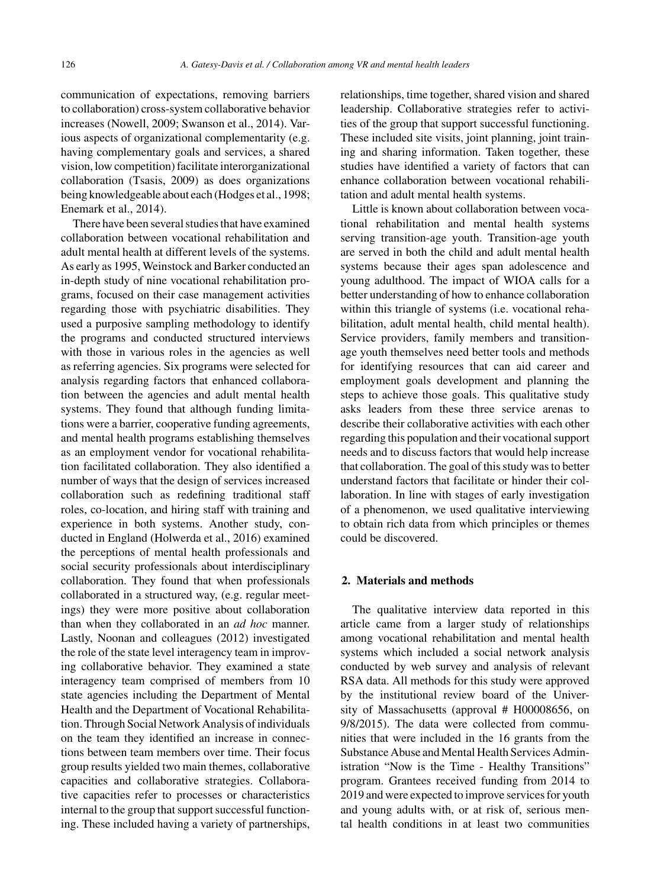communication of expectations, removing barriers to collaboration) cross-system collaborative behavior increases (Nowell, 2009; Swanson et al., 2014). Various aspects of organizational complementarity (e.g. having complementary goals and services, a shared vision, low competition) facilitate interorganizational collaboration (Tsasis, 2009) as does organizations being knowledgeable about each (Hodges et al., 1998; Enemark et al., 2014).

There have been several studies that have examined collaboration between vocational rehabilitation and adult mental health at different levels of the systems. As early as 1995, Weinstock and Barker conducted an in-depth study of nine vocational rehabilitation programs, focused on their case management activities regarding those with psychiatric disabilities. They used a purposive sampling methodology to identify the programs and conducted structured interviews with those in various roles in the agencies as well as referring agencies. Six programs were selected for analysis regarding factors that enhanced collaboration between the agencies and adult mental health systems. They found that although funding limitations were a barrier, cooperative funding agreements, and mental health programs establishing themselves as an employment vendor for vocational rehabilitation facilitated collaboration. They also identified a number of ways that the design of services increased collaboration such as redefining traditional staff roles, co-location, and hiring staff with training and experience in both systems. Another study, conducted in England (Holwerda et al., 2016) examined the perceptions of mental health professionals and social security professionals about interdisciplinary collaboration. They found that when professionals collaborated in a structured way, (e.g. regular meetings) they were more positive about collaboration than when they collaborated in an *ad hoc* manner. Lastly, Noonan and colleagues (2012) investigated the role of the state level interagency team in improving collaborative behavior. They examined a state interagency team comprised of members from 10 state agencies including the Department of Mental Health and the Department of Vocational Rehabilitation. Through Social Network Analysis of individuals on the team they identified an increase in connections between team members over time. Their focus group results yielded two main themes, collaborative capacities and collaborative strategies. Collaborative capacities refer to processes or characteristics internal to the group that support successful functioning. These included having a variety of partnerships, relationships, time together, shared vision and shared leadership. Collaborative strategies refer to activities of the group that support successful functioning. These included site visits, joint planning, joint training and sharing information. Taken together, these studies have identified a variety of factors that can enhance collaboration between vocational rehabilitation and adult mental health systems.

Little is known about collaboration between vocational rehabilitation and mental health systems serving transition-age youth. Transition-age youth are served in both the child and adult mental health systems because their ages span adolescence and young adulthood. The impact of WIOA calls for a better understanding of how to enhance collaboration within this triangle of systems (i.e. vocational rehabilitation, adult mental health, child mental health). Service providers, family members and transition-age youth themselves need better tools and methods for identifying resources that can aid career and employment goals development and planning the steps to achieve those goals. This qualitative study asks leaders from these three service arenas to describe their collaborative activities with each other regarding this population and their vocational support needs and to discuss factors that would help increase that collaboration. The goal of this study was to better understand factors that facilitate or hinder their collaboration. In line with stages of early investigation of a phenomenon, we used qualitative interviewing to obtain rich data from which principles or themes could be discovered.

## 2. Materials and methods

The qualitative interview data reported in this article came from a larger study of relationships among vocational rehabilitation and mental health systems which included a social network analysis conducted by web survey and analysis of relevant RSA data. All methods for this study were approved by the institutional review board of the University of Massachusetts (approval # H00008656, on 9/8/2015). The data were collected from communities that were included in the 16 grants from the Substance Abuse and Mental Health Services Administration "Now is the Time - Healthy Transitions" program. Grantees received funding from 2014 to 2019 and were expected to improve services for youth and young adults with, or at risk of, serious mental health conditions in at least two communities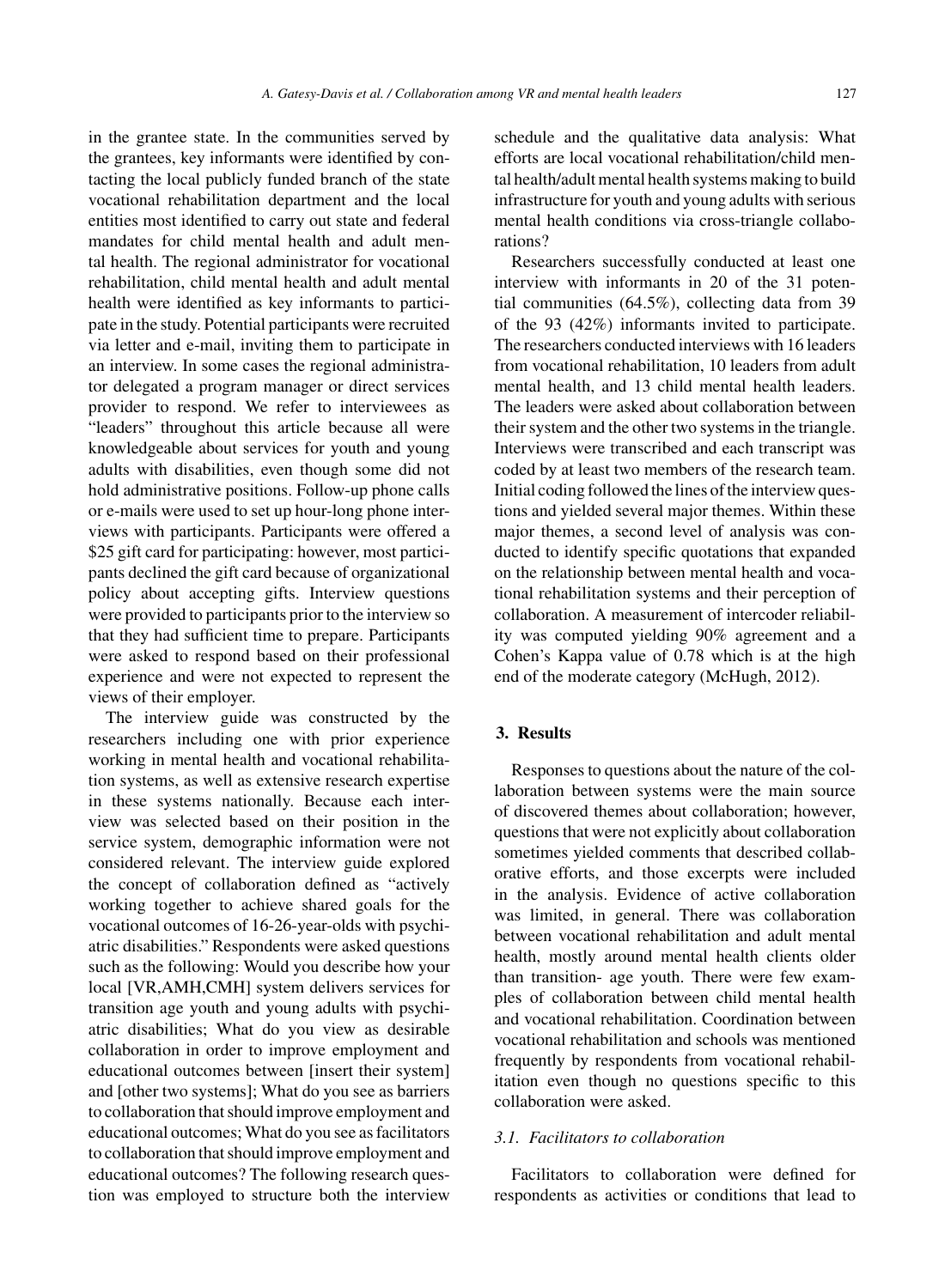in the grantee state. In the communities served by the grantees, key informants were identified by contacting the local publicly funded branch of the state vocational rehabilitation department and the local entities most identified to carry out state and federal mandates for child mental health and adult mental health. The regional administrator for vocational rehabilitation, child mental health and adult mental health were identified as key informants to participate in the study. Potential participants were recruited via letter and e-mail, inviting them to participate in an interview. In some cases the regional administrator delegated a program manager or direct services provider to respond. We refer to interviewees as "leaders" throughout this article because all were knowledgeable about services for youth and young adults with disabilities, even though some did not hold administrative positions. Follow-up phone calls or e-mails were used to set up hour-long phone interviews with participants. Participants were offered a \$25 gift card for participating: however, most participants declined the gift card because of organizational policy about accepting gifts. Interview questions were provided to participants prior to the interview so that they had sufficient time to prepare. Participants were asked to respond based on their professional experience and were not expected to represent the views of their employer.

The interview guide was constructed by the researchers including one with prior experience working in mental health and vocational rehabilitation systems, as well as extensive research expertise in these systems nationally. Because each interview was selected based on their position in the service system, demographic information were not considered relevant. The interview guide explored the concept of collaboration defined as "actively working together to achieve shared goals for the vocational outcomes of 16-26-year-olds with psychiatric disabilities." Respondents were asked questions such as the following: Would you describe how your local [VR,AMH,CMH] system delivers services for transition age youth and young adults with psychiatric disabilities; What do you view as desirable collaboration in order to improve employment and educational outcomes between [insert their system] and [other two systems]; What do you see as barriers to collaboration that should improve employment and educational outcomes; What do you see as facilitators to collaboration that should improve employment and educational outcomes? The following research question was employed to structure both the interview schedule and the qualitative data analysis: What efforts are local vocational rehabilitation/child mental health/adult mental health systems making to build infrastructure for youth and young adults with serious mental health conditions via cross-triangle collaborations?

Researchers successfully conducted at least one interview with informants in 20 of the 31 potential communities (64.5%), collecting data from 39 of the 93 (42%) informants invited to participate. The researchers conducted interviews with 16 leaders from vocational rehabilitation, 10 leaders from adult mental health, and 13 child mental health leaders. The leaders were asked about collaboration between their system and the other two systems in the triangle. Interviews were transcribed and each transcript was coded by at least two members of the research team. Initial coding followed the lines of the interview questions and yielded several major themes. Within these major themes, a second level of analysis was conducted to identify specific quotations that expanded on the relationship between mental health and vocational rehabilitation systems and their perception of collaboration. A measurement of intercoder reliability was computed yielding 90% agreement and a Cohen's Kappa value of 0.78 which is at the high end of the moderate category (McHugh, 2012).

## 3. Results

Responses to questions about the nature of the collaboration between systems were the main source of discovered themes about collaboration; however, questions that were not explicitly about collaboration sometimes yielded comments that described collaborative efforts, and those excerpts were included in the analysis. Evidence of active collaboration was limited, in general. There was collaboration between vocational rehabilitation and adult mental health, mostly around mental health clients older than transition- age youth. There were few examples of collaboration between child mental health and vocational rehabilitation. Coordination between vocational rehabilitation and schools was mentioned frequently by respondents from vocational rehabilitation even though no questions specific to this collaboration were asked.

### 3.1. Facilitators to collaboration

Facilitators to collaboration were defined for respondents as activities or conditions that lead to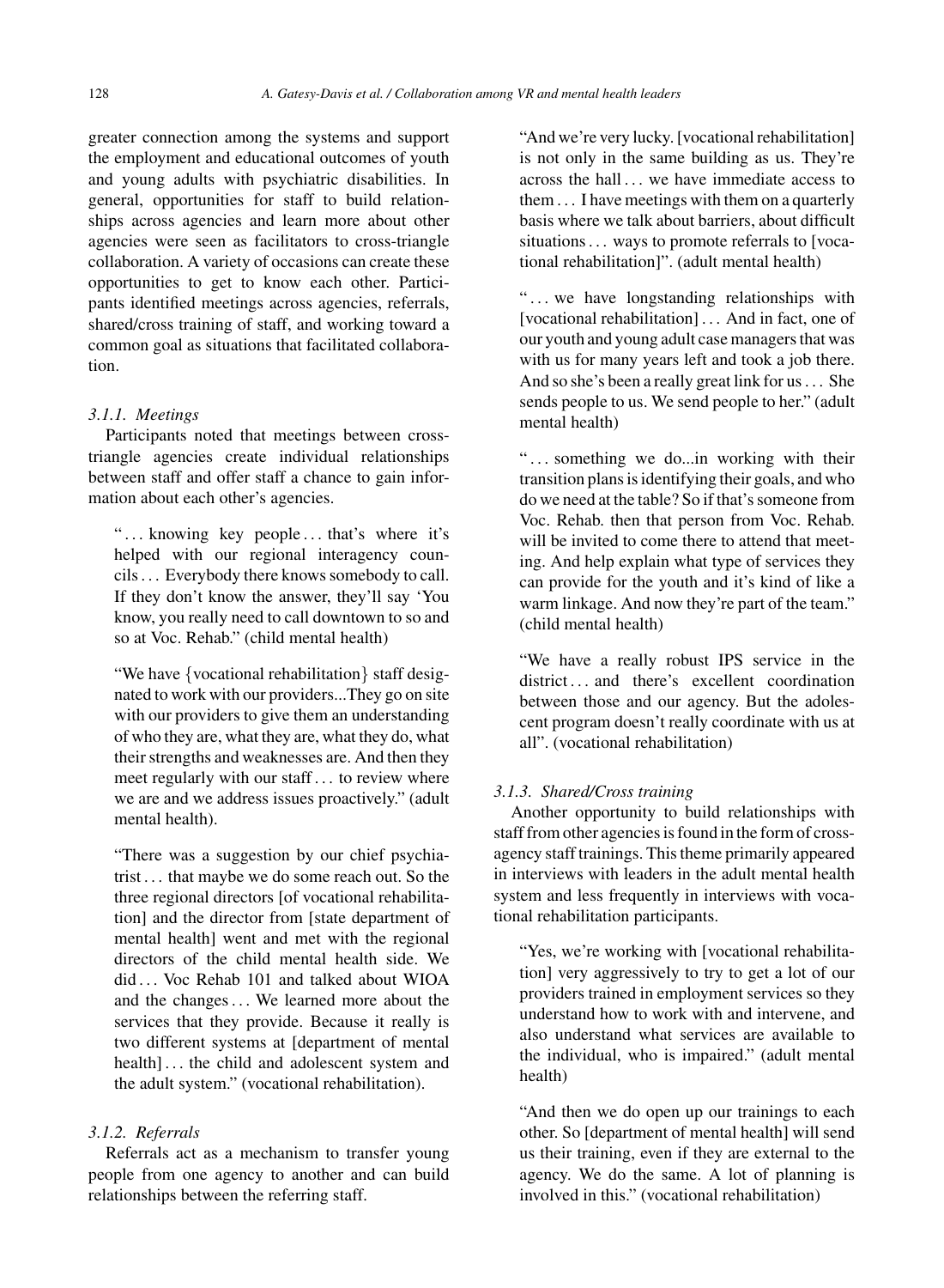greater connection among the systems and support the employment and educational outcomes of youth and young adults with psychiatric disabilities. In general, opportunities for staff to build relationships across agencies and learn more about other agencies were seen as facilitators to cross-triangle collaboration. A variety of occasions can create these opportunities to get to know each other. Participants identified meetings across agencies, referrals, shared/cross training of staff, and working toward a common goal as situations that facilitated collaboration.

#### *3.1.1. Meetings*

Participants noted that meetings between cross-triangle agencies create individual relationships between staff and offer staff a chance to gain information about each other's agencies.

> "... knowing key people ... that's where it's helped with our regional interagency councils ... Everybody there knows somebody to call. If they don't know the answer, they'll say 'You know, you really need to call downtown to so and so at Voc. Rehab." (child mental health)

> "We have {vocational rehabilitation} staff designated to work with our providers...They go on site with our providers to give them an understanding of who they are, what they are, what they do, what their strengths and weaknesses are. And then they meet regularly with our staff ... to review where we are and we address issues proactively." (adult mental health).

> "There was a suggestion by our chief psychiatrist ... that maybe we do some reach out. So the three regional directors [of vocational rehabilitation] and the director from [state department of mental health] went and met with the regional directors of the child mental health side. We did ... Voc Rehab 101 and talked about WIOA and the changes ... We learned more about the services that they provide. Because it really is two different systems at [department of mental health] ... the child and adolescent system and the adult system." (vocational rehabilitation).

#### *3.1.2. Referrals*

Referrals act as a mechanism to transfer young people from one agency to another and can build relationships between the referring staff.

> "And we're very lucky. [vocational rehabilitation] is not only in the same building as us. They're across the hall ... we have immediate access to them ... I have meetings with them on a quarterly basis where we talk about barriers, about difficult situations ... ways to promote referrals to [vocational rehabilitation]". (adult mental health)

> "... we have longstanding relationships with [vocational rehabilitation] ... And in fact, one of our youth and young adult case managers that was with us for many years left and took a job there. And so she's been a really great link for us ... She sends people to us. We send people to her." (adult mental health)

> "... something we do...in working with their transition plans is identifying their goals, and who do we need at the table? So if that's someone from Voc. Rehab. then that person from Voc. Rehab. will be invited to come there to attend that meeting. And help explain what type of services they can provide for the youth and it's kind of like a warm linkage. And now they're part of the team." (child mental health)

> "We have a really robust IPS service in the district ... and there's excellent coordination between those and our agency. But the adolescent program doesn't really coordinate with us at all". (vocational rehabilitation)

#### *3.1.3. Shared/Cross training*

Another opportunity to build relationships with staff from other agencies is found in the form of cross-agency staff trainings. This theme primarily appeared in interviews with leaders in the adult mental health system and less frequently in interviews with vocational rehabilitation participants.

> "Yes, we're working with [vocational rehabilitation] very aggressively to try to get a lot of our providers trained in employment services so they understand how to work with and intervene, and also understand what services are available to the individual, who is impaired." (adult mental health)

> "And then we do open up our trainings to each other. So [department of mental health] will send us their training, even if they are external to the agency. We do the same. A lot of planning is involved in this." (vocational rehabilitation)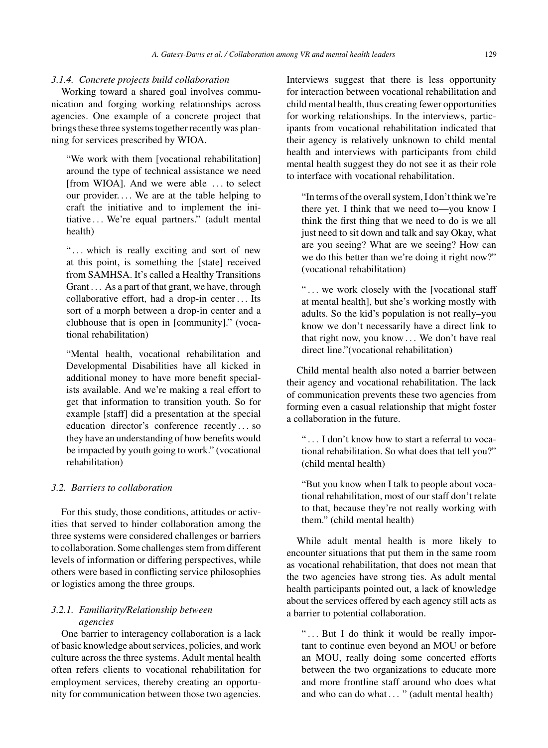#### 3.1.4. Concrete projects build collaboration

Working toward a shared goal involves communication and forging working relationships across agencies. One example of a concrete project that brings these three systems together recently was planning for services prescribed by WIOA.

> "We work with them [vocational rehabilitation] around the type of technical assistance we need [from WIOA]. And we were able ... to select our provider.... We are at the table helping to craft the initiative and to implement the initiative ... We're equal partners." (adult mental health)

> "... which is really exciting and sort of new at this point, is something the [state] received from SAMHSA. It's called a Healthy Transitions Grant ... As a part of that grant, we have, through collaborative effort, had a drop-in center ... Its sort of a morph between a drop-in center and a clubhouse that is open in [community]." (vocational rehabilitation)

> "Mental health, vocational rehabilitation and Developmental Disabilities have all kicked in additional money to have more benefit specialists available. And we're making a real effort to get that information to transition youth. So for example [staff] did a presentation at the special education director's conference recently ... so they have an understanding of how benefits would be impacted by youth going to work." (vocational rehabilitation)

### 3.2. Barriers to collaboration

For this study, those conditions, attitudes or activities that served to hinder collaboration among the three systems were considered challenges or barriers to collaboration. Some challenges stem from different levels of information or differing perspectives, while others were based in conflicting service philosophies or logistics among the three groups.

#### 3.2.1. Familiarity/Relationship between agencies

One barrier to interagency collaboration is a lack of basic knowledge about services, policies, and work culture across the three systems. Adult mental health often refers clients to vocational rehabilitation for employment services, thereby creating an opportunity for communication between those two agencies. Interviews suggest that there is less opportunity for interaction between vocational rehabilitation and child mental health, thus creating fewer opportunities for working relationships. In the interviews, participants from vocational rehabilitation indicated that their agency is relatively unknown to child mental health and interviews with participants from child mental health suggest they do not see it as their role to interface with vocational rehabilitation.

> "In terms of the overall system, I don't think we're there yet. I think that we need to—you know I think the first thing that we need to do is we all just need to sit down and talk and say Okay, what are you seeing? What are we seeing? How can we do this better than we're doing it right now?" (vocational rehabilitation)

> "... we work closely with the [vocational staff at mental health], but she's working mostly with adults. So the kid's population is not really–you know we don't necessarily have a direct link to that right now, you know ... We don't have real direct line."(vocational rehabilitation)

Child mental health also noted a barrier between their agency and vocational rehabilitation. The lack of communication prevents these two agencies from forming even a casual relationship that might foster a collaboration in the future.

> "... I don't know how to start a referral to vocational rehabilitation. So what does that tell you?" (child mental health)

> "But you know when I talk to people about vocational rehabilitation, most of our staff don't relate to that, because they're not really working with them." (child mental health)

While adult mental health is more likely to encounter situations that put them in the same room as vocational rehabilitation, that does not mean that the two agencies have strong ties. As adult mental health participants pointed out, a lack of knowledge about the services offered by each agency still acts as a barrier to potential collaboration.

> "... But I do think it would be really important to continue even beyond an MOU or before an MOU, really doing some concerted efforts between the two organizations to educate more and more frontline staff around who does what and who can do what ... " (adult mental health)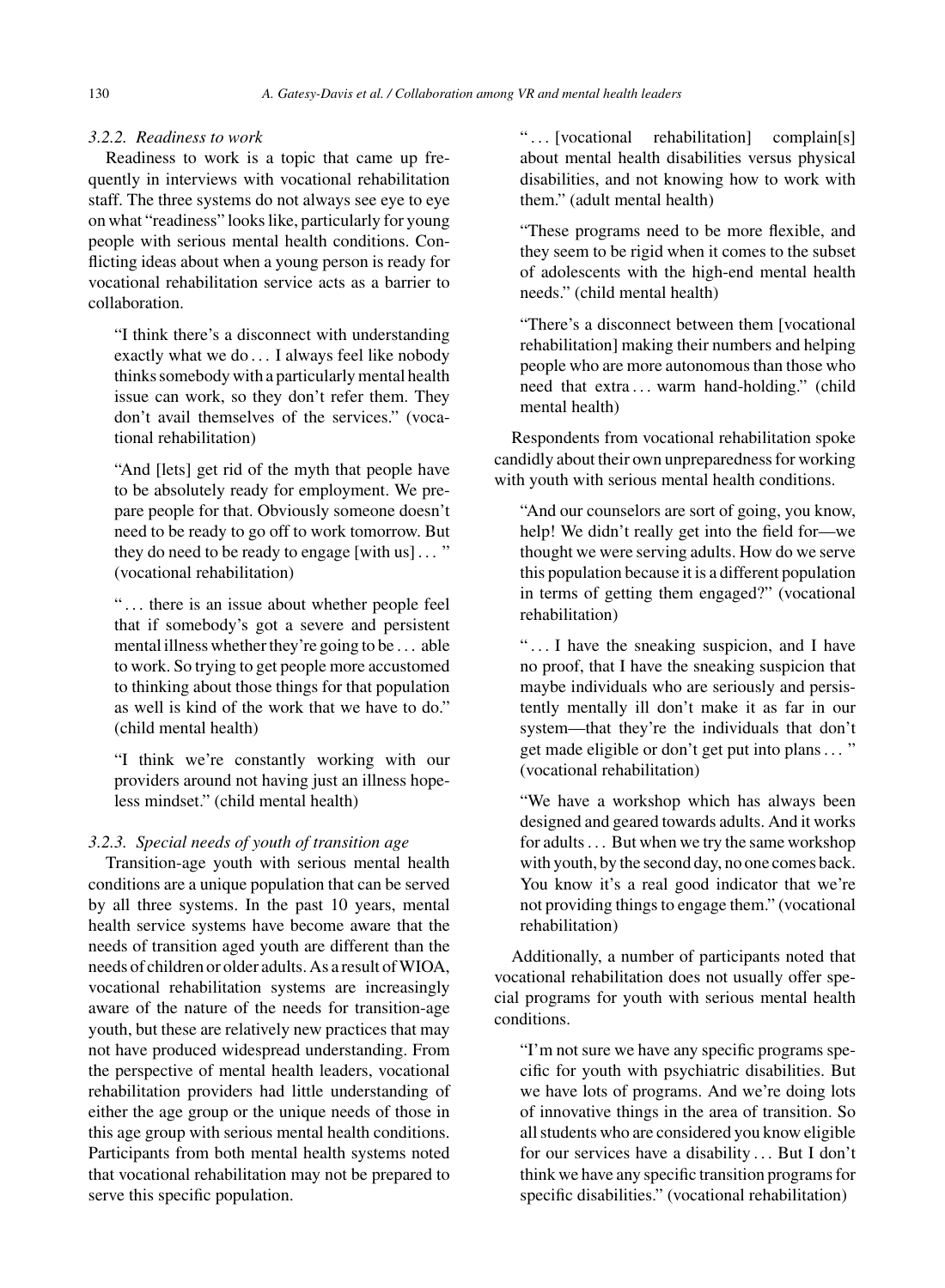### 3.2.2. Readiness to work

Readiness to work is a topic that came up frequently in interviews with vocational rehabilitation staff. The three systems do not always see eye to eye on what "readiness" looks like, particularly for young people with serious mental health conditions. Conflicting ideas about when a young person is ready for vocational rehabilitation service acts as a barrier to collaboration.

> "I think there's a disconnect with understanding exactly what we do . . . I always feel like nobody thinks somebody with a particularly mental health issue can work, so they don't refer them. They don't avail themselves of the services." (vocational rehabilitation)

> "And [lets] get rid of the myth that people have to be absolutely ready for employment. We prepare people for that. Obviously someone doesn't need to be ready to go off to work tomorrow. But they do need to be ready to engage [with us] . . . " (vocational rehabilitation)

> " . . . there is an issue about whether people feel that if somebody's got a severe and persistent mental illness whether they're going to be . . . able to work. So trying to get people more accustomed to thinking about those things for that population as well is kind of the work that we have to do." (child mental health)

> "I think we're constantly working with our providers around not having just an illness hopeless mindset." (child mental health)

### 3.2.3. Special needs of youth of transition age

Transition-age youth with serious mental health conditions are a unique population that can be served by all three systems. In the past 10 years, mental health service systems have become aware that the needs of transition aged youth are different than the needs of children or older adults. As a result of WIOA, vocational rehabilitation systems are increasingly aware of the nature of the needs for transition-age youth, but these are relatively new practices that may not have produced widespread understanding. From the perspective of mental health leaders, vocational rehabilitation providers had little understanding of either the age group or the unique needs of those in this age group with serious mental health conditions. Participants from both mental health systems noted that vocational rehabilitation may not be prepared to serve this specific population.

> " . . . [vocational rehabilitation] complain[s] about mental health disabilities versus physical disabilities, and not knowing how to work with them." (adult mental health)

> "These programs need to be more flexible, and they seem to be rigid when it comes to the subset of adolescents with the high-end mental health needs." (child mental health)

> "There's a disconnect between them [vocational rehabilitation] making their numbers and helping people who are more autonomous than those who need that extra . . . warm hand-holding." (child mental health)

Respondents from vocational rehabilitation spoke candidly about their own unpreparedness for working with youth with serious mental health conditions.

> "And our counselors are sort of going, you know, help! We didn't really get into the field for—we thought we were serving adults. How do we serve this population because it is a different population in terms of getting them engaged?" (vocational rehabilitation)

> " . . . I have the sneaking suspicion, and I have no proof, that I have the sneaking suspicion that maybe individuals who are seriously and persistently mentally ill don't make it as far in our system—that they're the individuals that don't get made eligible or don't get put into plans . . . " (vocational rehabilitation)

> "We have a workshop which has always been designed and geared towards adults. And it works for adults . . . But when we try the same workshop with youth, by the second day, no one comes back. You know it's a real good indicator that we're not providing things to engage them." (vocational rehabilitation)

Additionally, a number of participants noted that vocational rehabilitation does not usually offer special programs for youth with serious mental health conditions.

> "I'm not sure we have any specific programs specific for youth with psychiatric disabilities. But we have lots of programs. And we're doing lots of innovative things in the area of transition. So all students who are considered you know eligible for our services have a disability . . . But I don't think we have any specific transition programs for specific disabilities." (vocational rehabilitation)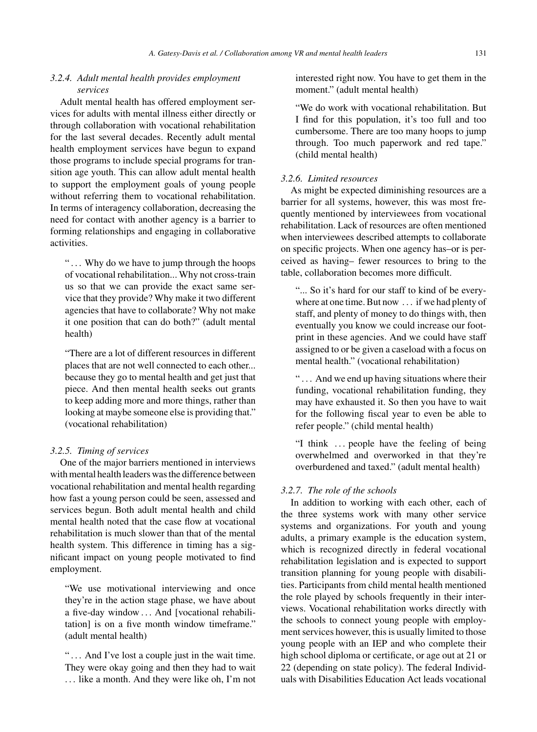#### 3.2.4. Adult mental health provides employment services

Adult mental health has offered employment services for adults with mental illness either directly or through collaboration with vocational rehabilitation for the last several decades. Recently adult mental health employment services have begun to expand those programs to include special programs for transition age youth. This can allow adult mental health to support the employment goals of young people without referring them to vocational rehabilitation. In terms of interagency collaboration, decreasing the need for contact with another agency is a barrier to forming relationships and engaging in collaborative activities.

> " . . . Why do we have to jump through the hoops of vocational rehabilitation... Why not cross-train us so that we can provide the exact same service that they provide? Why make it two different agencies that have to collaborate? Why not make it one position that can do both?" (adult mental health)

> "There are a lot of different resources in different places that are not well connected to each other... because they go to mental health and get just that piece. And then mental health seeks out grants to keep adding more and more things, rather than looking at maybe someone else is providing that." (vocational rehabilitation)

#### 3.2.5. Timing of services

One of the major barriers mentioned in interviews with mental health leaders was the difference between vocational rehabilitation and mental health regarding how fast a young person could be seen, assessed and services begun. Both adult mental health and child mental health noted that the case flow at vocational rehabilitation is much slower than that of the mental health system. This difference in timing has a significant impact on young people motivated to find employment.

> "We use motivational interviewing and once they're in the action stage phase, we have about a five-day window . . . And [vocational rehabilitation] is on a five month window timeframe." (adult mental health)

> " . . . And I've lost a couple just in the wait time. They were okay going and then they had to wait . . . like a month. And they were like oh, I'm not interested right now. You have to get them in the moment." (adult mental health)

> "We do work with vocational rehabilitation. But I find for this population, it's too full and too cumbersome. There are too many hoops to jump through. Too much paperwork and red tape." (child mental health)

#### 3.2.6. Limited resources

As might be expected diminishing resources are a barrier for all systems, however, this was most frequently mentioned by interviewees from vocational rehabilitation. Lack of resources are often mentioned when interviewees described attempts to collaborate on specific projects. When one agency has–or is perceived as having– fewer resources to bring to the table, collaboration becomes more difficult.

> "... So it's hard for our staff to kind of be everywhere at one time. But now . . . if we had plenty of staff, and plenty of money to do things with, then eventually you know we could increase our footprint in these agencies. And we could have staff assigned to or be given a caseload with a focus on mental health." (vocational rehabilitation)

> " . . . And we end up having situations where their funding, vocational rehabilitation funding, they may have exhausted it. So then you have to wait for the following fiscal year to even be able to refer people." (child mental health)

> "I think . . . people have the feeling of being overwhelmed and overworked in that they're overburdened and taxed." (adult mental health)

#### 3.2.7. The role of the schools

In addition to working with each other, each of the three systems work with many other service systems and organizations. For youth and young adults, a primary example is the education system, which is recognized directly in federal vocational rehabilitation legislation and is expected to support transition planning for young people with disabilities. Participants from child mental health mentioned the role played by schools frequently in their interviews. Vocational rehabilitation works directly with the schools to connect young people with employment services however, this is usually limited to those young people with an IEP and who complete their high school diploma or certificate, or age out at 21 or 22 (depending on state policy). The federal Individuals with Disabilities Education Act leads vocational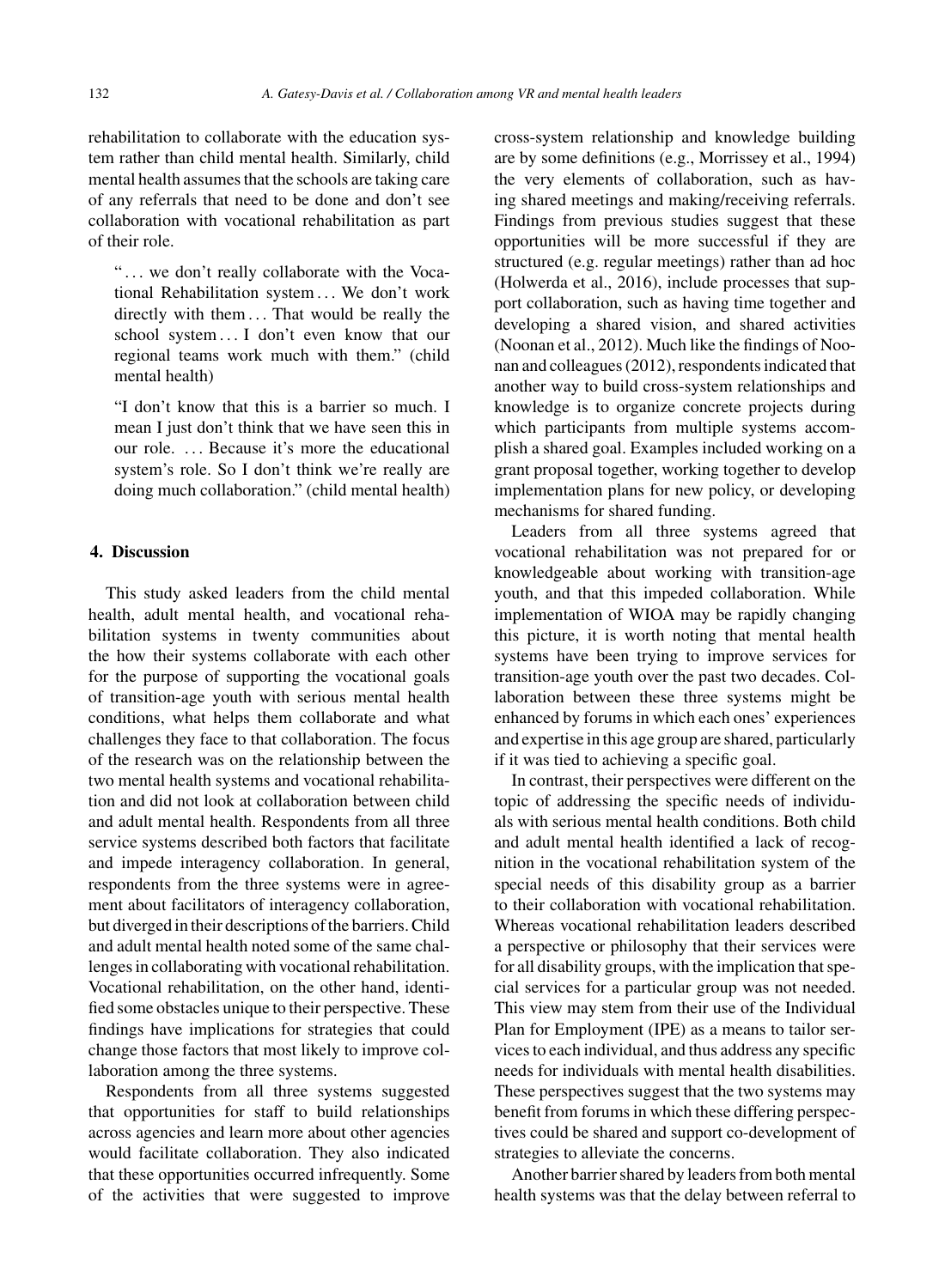rehabilitation to collaborate with the education system rather than child mental health. Similarly, child mental health assumes that the schools are taking care of any referrals that need to be done and don't see collaboration with vocational rehabilitation as part of their role.

> "... we don't really collaborate with the Vocational Rehabilitation system ... We don't work directly with them ... That would be really the school system ... I don't even know that our regional teams work much with them." (child mental health)

> "I don't know that this is a barrier so much. I mean I just don't think that we have seen this in our role. ... Because it's more the educational system's role. So I don't think we're really are doing much collaboration." (child mental health)

## 4. Discussion

This study asked leaders from the child mental health, adult mental health, and vocational rehabilitation systems in twenty communities about the how their systems collaborate with each other for the purpose of supporting the vocational goals of transition-age youth with serious mental health conditions, what helps them collaborate and what challenges they face to that collaboration. The focus of the research was on the relationship between the two mental health systems and vocational rehabilitation and did not look at collaboration between child and adult mental health. Respondents from all three service systems described both factors that facilitate and impede interagency collaboration. In general, respondents from the three systems were in agreement about facilitators of interagency collaboration, but diverged in their descriptions of the barriers. Child and adult mental health noted some of the same challenges in collaborating with vocational rehabilitation. Vocational rehabilitation, on the other hand, identified some obstacles unique to their perspective. These findings have implications for strategies that could change those factors that most likely to improve collaboration among the three systems.

Respondents from all three systems suggested that opportunities for staff to build relationships across agencies and learn more about other agencies would facilitate collaboration. They also indicated that these opportunities occurred infrequently. Some of the activities that were suggested to improve cross-system relationship and knowledge building are by some definitions (e.g., Morrissey et al., 1994) the very elements of collaboration, such as having shared meetings and making/receiving referrals. Findings from previous studies suggest that these opportunities will be more successful if they are structured (e.g. regular meetings) rather than ad hoc (Holwerda et al., 2016), include processes that support collaboration, such as having time together and developing a shared vision, and shared activities (Noonan et al., 2012). Much like the findings of Noonan and colleagues (2012), respondents indicated that another way to build cross-system relationships and knowledge is to organize concrete projects during which participants from multiple systems accomplish a shared goal. Examples included working on a grant proposal together, working together to develop implementation plans for new policy, or developing mechanisms for shared funding.

Leaders from all three systems agreed that vocational rehabilitation was not prepared for or knowledgeable about working with transition-age youth, and that this impeded collaboration. While implementation of WIOA may be rapidly changing this picture, it is worth noting that mental health systems have been trying to improve services for transition-age youth over the past two decades. Collaboration between these three systems might be enhanced by forums in which each ones' experiences and expertise in this age group are shared, particularly if it was tied to achieving a specific goal.

In contrast, their perspectives were different on the topic of addressing the specific needs of individuals with serious mental health conditions. Both child and adult mental health identified a lack of recognition in the vocational rehabilitation system of the special needs of this disability group as a barrier to their collaboration with vocational rehabilitation. Whereas vocational rehabilitation leaders described a perspective or philosophy that their services were for all disability groups, with the implication that special services for a particular group was not needed. This view may stem from their use of the Individual Plan for Employment (IPE) as a means to tailor services to each individual, and thus address any specific needs for individuals with mental health disabilities. These perspectives suggest that the two systems may benefit from forums in which these differing perspectives could be shared and support co-development of strategies to alleviate the concerns.

Another barrier shared by leaders from both mental health systems was that the delay between referral to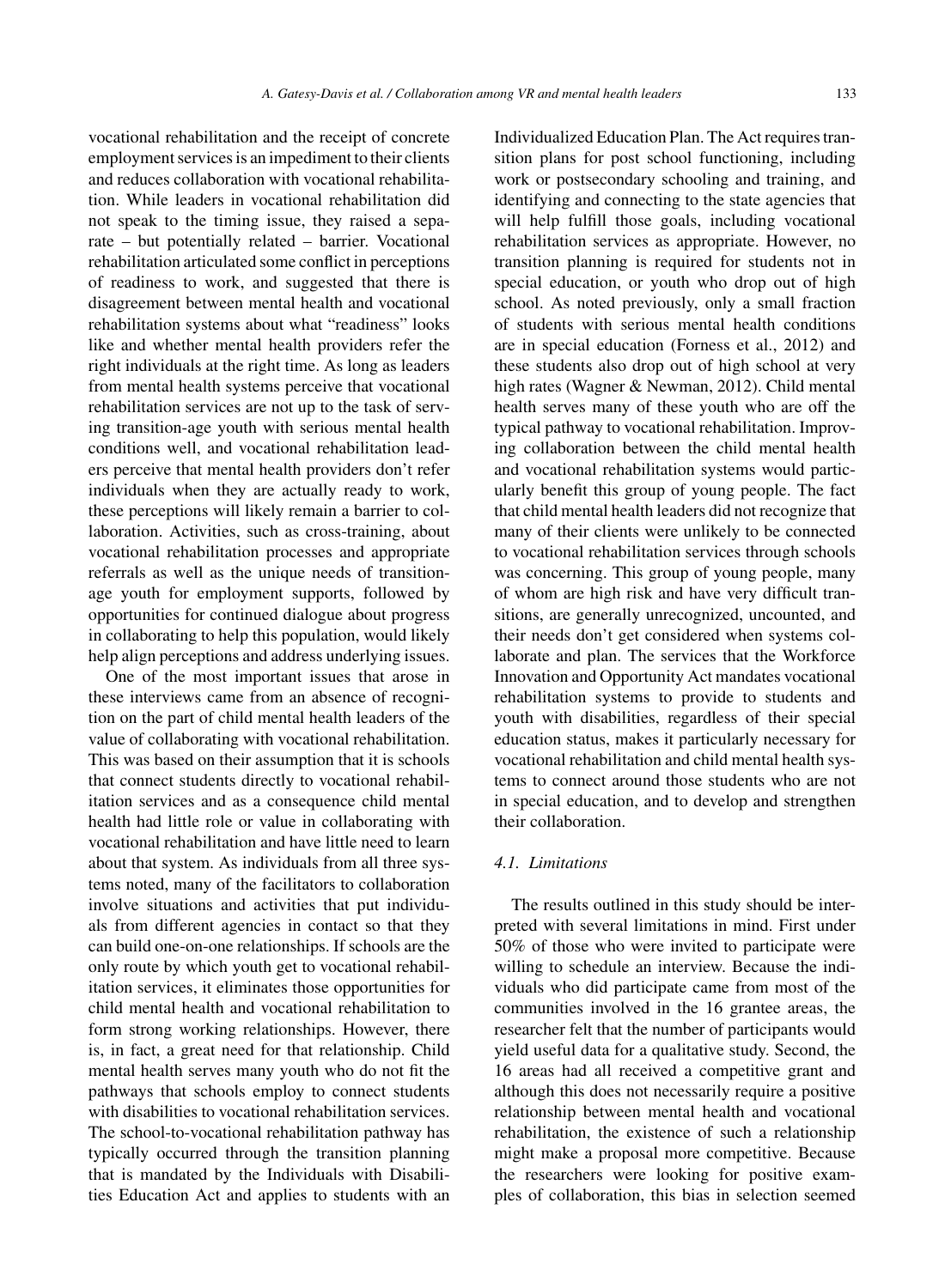vocational rehabilitation and the receipt of concrete employment services is an impediment to their clients and reduces collaboration with vocational rehabilitation. While leaders in vocational rehabilitation did not speak to the timing issue, they raised a separate – but potentially related – barrier. Vocational rehabilitation articulated some conflict in perceptions of readiness to work, and suggested that there is disagreement between mental health and vocational rehabilitation systems about what "readiness" looks like and whether mental health providers refer the right individuals at the right time. As long as leaders from mental health systems perceive that vocational rehabilitation services are not up to the task of serving transition-age youth with serious mental health conditions well, and vocational rehabilitation leaders perceive that mental health providers don't refer individuals when they are actually ready to work, these perceptions will likely remain a barrier to collaboration. Activities, such as cross-training, about vocational rehabilitation processes and appropriate referrals as well as the unique needs of transition-age youth for employment supports, followed by opportunities for continued dialogue about progress in collaborating to help this population, would likely help align perceptions and address underlying issues.

One of the most important issues that arose in these interviews came from an absence of recognition on the part of child mental health leaders of the value of collaborating with vocational rehabilitation. This was based on their assumption that it is schools that connect students directly to vocational rehabilitation services and as a consequence child mental health had little role or value in collaborating with vocational rehabilitation and have little need to learn about that system. As individuals from all three systems noted, many of the facilitators to collaboration involve situations and activities that put individuals from different agencies in contact so that they can build one-on-one relationships. If schools are the only route by which youth get to vocational rehabilitation services, it eliminates those opportunities for child mental health and vocational rehabilitation to form strong working relationships. However, there is, in fact, a great need for that relationship. Child mental health serves many youth who do not fit the pathways that schools employ to connect students with disabilities to vocational rehabilitation services. The school-to-vocational rehabilitation pathway has typically occurred through the transition planning that is mandated by the Individuals with Disabilities Education Act and applies to students with an Individualized Education Plan. The Act requires transition plans for post school functioning, including work or postsecondary schooling and training, and identifying and connecting to the state agencies that will help fulfill those goals, including vocational rehabilitation services as appropriate. However, no transition planning is required for students not in special education, or youth who drop out of high school. As noted previously, only a small fraction of students with serious mental health conditions are in special education (Forness et al., 2012) and these students also drop out of high school at very high rates (Wagner & Newman, 2012). Child mental health serves many of these youth who are off the typical pathway to vocational rehabilitation. Improving collaboration between the child mental health and vocational rehabilitation systems would particularly benefit this group of young people. The fact that child mental health leaders did not recognize that many of their clients were unlikely to be connected to vocational rehabilitation services through schools was concerning. This group of young people, many of whom are high risk and have very difficult transitions, are generally unrecognized, uncounted, and their needs don't get considered when systems collaborate and plan. The services that the Workforce Innovation and Opportunity Act mandates vocational rehabilitation systems to provide to students and youth with disabilities, regardless of their special education status, makes it particularly necessary for vocational rehabilitation and child mental health systems to connect around those students who are not in special education, and to develop and strengthen their collaboration.

### 4.1. Limitations

The results outlined in this study should be interpreted with several limitations in mind. First under 50% of those who were invited to participate were willing to schedule an interview. Because the individuals who did participate came from most of the communities involved in the 16 grantee areas, the researcher felt that the number of participants would yield useful data for a qualitative study. Second, the 16 areas had all received a competitive grant and although this does not necessarily require a positive relationship between mental health and vocational rehabilitation, the existence of such a relationship might make a proposal more competitive. Because the researchers were looking for positive examples of collaboration, this bias in selection seemed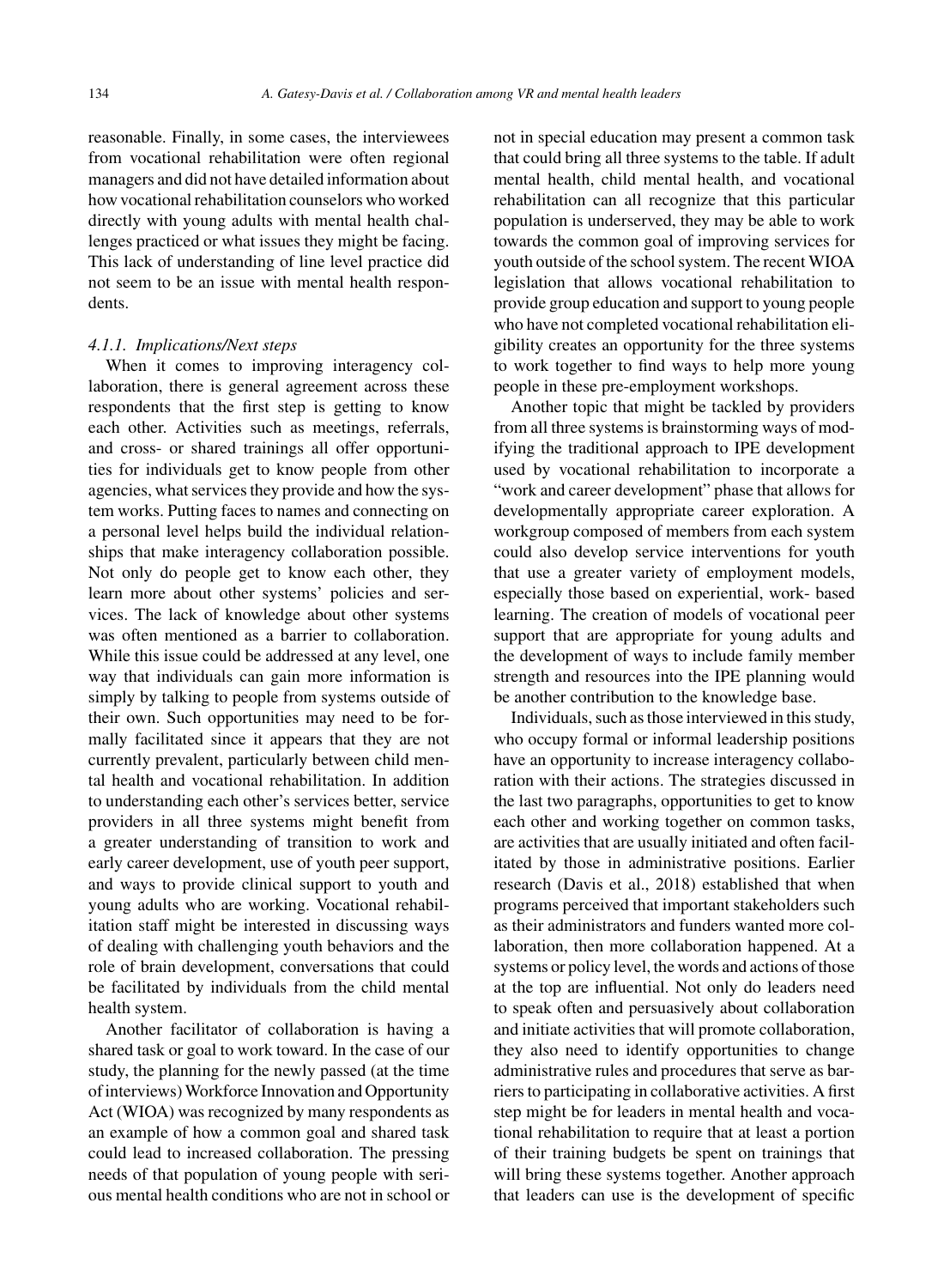reasonable. Finally, in some cases, the interviewees from vocational rehabilitation were often regional managers and did not have detailed information about how vocational rehabilitation counselors who worked directly with young adults with mental health challenges practiced or what issues they might be facing. This lack of understanding of line level practice did not seem to be an issue with mental health respondents.

#### 4.1.1. Implications/Next steps

When it comes to improving interagency collaboration, there is general agreement across these respondents that the first step is getting to know each other. Activities such as meetings, referrals, and cross- or shared trainings all offer opportunities for individuals get to know people from other agencies, what services they provide and how the system works. Putting faces to names and connecting on a personal level helps build the individual relationships that make interagency collaboration possible. Not only do people get to know each other, they learn more about other systems' policies and services. The lack of knowledge about other systems was often mentioned as a barrier to collaboration. While this issue could be addressed at any level, one way that individuals can gain more information is simply by talking to people from systems outside of their own. Such opportunities may need to be formally facilitated since it appears that they are not currently prevalent, particularly between child mental health and vocational rehabilitation. In addition to understanding each other's services better, service providers in all three systems might benefit from a greater understanding of transition to work and early career development, use of youth peer support, and ways to provide clinical support to youth and young adults who are working. Vocational rehabilitation staff might be interested in discussing ways of dealing with challenging youth behaviors and the role of brain development, conversations that could be facilitated by individuals from the child mental health system.

Another facilitator of collaboration is having a shared task or goal to work toward. In the case of our study, the planning for the newly passed (at the time of interviews) Workforce Innovation and Opportunity Act (WIOA) was recognized by many respondents as an example of how a common goal and shared task could lead to increased collaboration. The pressing needs of that population of young people with serious mental health conditions who are not in school or not in special education may present a common task that could bring all three systems to the table. If adult mental health, child mental health, and vocational rehabilitation can all recognize that this particular population is underserved, they may be able to work towards the common goal of improving services for youth outside of the school system. The recent WIOA legislation that allows vocational rehabilitation to provide group education and support to young people who have not completed vocational rehabilitation eligibility creates an opportunity for the three systems to work together to find ways to help more young people in these pre-employment workshops.

Another topic that might be tackled by providers from all three systems is brainstorming ways of modifying the traditional approach to IPE development used by vocational rehabilitation to incorporate a "work and career development" phase that allows for developmentally appropriate career exploration. A workgroup composed of members from each system could also develop service interventions for youth that use a greater variety of employment models, especially those based on experiential, work- based learning. The creation of models of vocational peer support that are appropriate for young adults and the development of ways to include family member strength and resources into the IPE planning would be another contribution to the knowledge base.

Individuals, such as those interviewed in this study, who occupy formal or informal leadership positions have an opportunity to increase interagency collaboration with their actions. The strategies discussed in the last two paragraphs, opportunities to get to know each other and working together on common tasks, are activities that are usually initiated and often facilitated by those in administrative positions. Earlier research (Davis et al., 2018) established that when programs perceived that important stakeholders such as their administrators and funders wanted more collaboration, then more collaboration happened. At a systems or policy level, the words and actions of those at the top are influential. Not only do leaders need to speak often and persuasively about collaboration and initiate activities that will promote collaboration, they also need to identify opportunities to change administrative rules and procedures that serve as barriers to participating in collaborative activities. A first step might be for leaders in mental health and vocational rehabilitation to require that at least a portion of their training budgets be spent on trainings that will bring these systems together. Another approach that leaders can use is the development of specific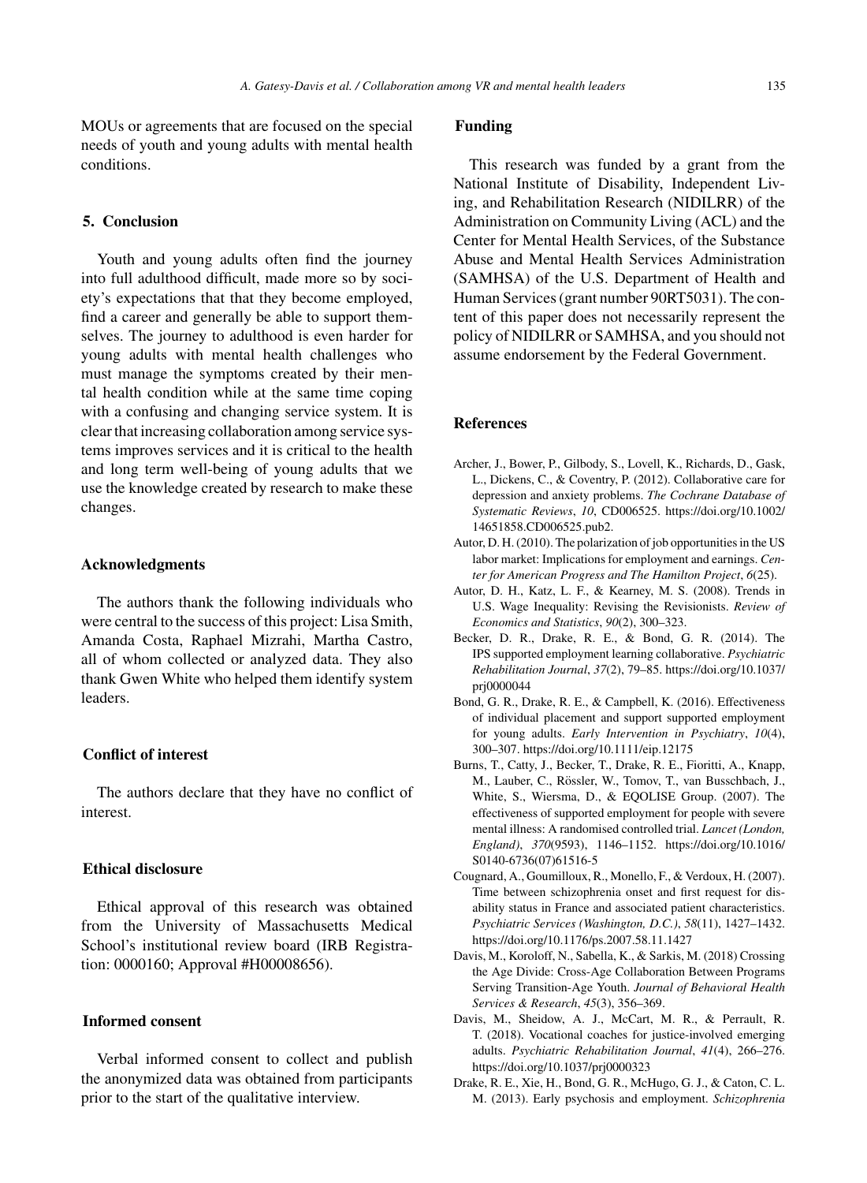MOUs or agreements that are focused on the special needs of youth and young adults with mental health conditions.

## 5. Conclusion

Youth and young adults often find the journey into full adulthood difficult, made more so by society's expectations that that they become employed, find a career and generally be able to support themselves. The journey to adulthood is even harder for young adults with mental health challenges who must manage the symptoms created by their mental health condition while at the same time coping with a confusing and changing service system. It is clear that increasing collaboration among service systems improves services and it is critical to the health and long term well-being of young adults that we use the knowledge created by research to make these changes.

## Acknowledgments

The authors thank the following individuals who were central to the success of this project: Lisa Smith, Amanda Costa, Raphael Mizrahi, Martha Castro, all of whom collected or analyzed data. They also thank Gwen White who helped them identify system leaders.

## Conflict of interest

The authors declare that they have no conflict of interest.

## Ethical disclosure

Ethical approval of this research was obtained from the University of Massachusetts Medical School's institutional review board (IRB Registration: 0000160; Approval #H00008656).

## Informed consent

Verbal informed consent to collect and publish the anonymized data was obtained from participants prior to the start of the qualitative interview.

## Funding

This research was funded by a grant from the National Institute of Disability, Independent Living, and Rehabilitation Research (NIDILRR) of the Administration on Community Living (ACL) and the Center for Mental Health Services, of the Substance Abuse and Mental Health Services Administration (SAMHSA) of the U.S. Department of Health and Human Services (grant number 90RT5031). The content of this paper does not necessarily represent the policy of NIDILRR or SAMHSA, and you should not assume endorsement by the Federal Government.

## References

Archer, J., Bower, P., Gilbody, S., Lovell, K., Richards, D., Gask, L., Dickens, C., & Coventry, P. (2012). Collaborative care for depression and anxiety problems. *The Cochrane Database of Systematic Reviews*, *10*, CD006525. https://doi.org/10.1002/14651858.CD006525.pub2.

Autor, D. H. (2010). The polarization of job opportunities in the US labor market: Implications for employment and earnings. *Center for American Progress and The Hamilton Project*, *6*(25).

Autor, D. H., Katz, L. F., & Kearney, M. S. (2008). Trends in U.S. Wage Inequality: Revising the Revisionists. *Review of Economics and Statistics*, *90*(2), 300–323.

Becker, D. R., Drake, R. E., & Bond, G. R. (2014). The IPS supported employment learning collaborative. *Psychiatric Rehabilitation Journal*, *37*(2), 79–85. https://doi.org/10.1037/prj0000044

Bond, G. R., Drake, R. E., & Campbell, K. (2016). Effectiveness of individual placement and support supported employment for young adults. *Early Intervention in Psychiatry*, *10*(4), 300–307. https://doi.org/10.1111/eip.12175

Burns, T., Catty, J., Becker, T., Drake, R. E., Fioritti, A., Knapp, M., Lauber, C., Rössler, W., Tomov, T., van Busschbach, J., White, S., Wiersma, D., & EQOLISE Group. (2007). The effectiveness of supported employment for people with severe mental illness: A randomised controlled trial. *Lancet (London, England)*, *370*(9593), 1146–1152. https://doi.org/10.1016/S0140-6736(07)61516-5

Cougnard, A., Goumilloux, R., Monello, F., & Verdoux, H. (2007). Time between schizophrenia onset and first request for disability status in France and associated patient characteristics. *Psychiatric Services (Washington, D.C.)*, *58*(11), 1427–1432. https://doi.org/10.1176/ps.2007.58.11.1427

Davis, M., Koroloff, N., Sabella, K., & Sarkis, M. (2018) Crossing the Age Divide: Cross-Age Collaboration Between Programs Serving Transition-Age Youth. *Journal of Behavioral Health Services & Research*, *45*(3), 356–369.

Davis, M., Sheidow, A. J., McCart, M. R., & Perrault, R. T. (2018). Vocational coaches for justice-involved emerging adults. *Psychiatric Rehabilitation Journal*, *41*(4), 266–276. https://doi.org/10.1037/prj0000323

Drake, R. E., Xie, H., Bond, G. R., McHugo, G. J., & Caton, C. L. M. (2013). Early psychosis and employment. *Schizophrenia*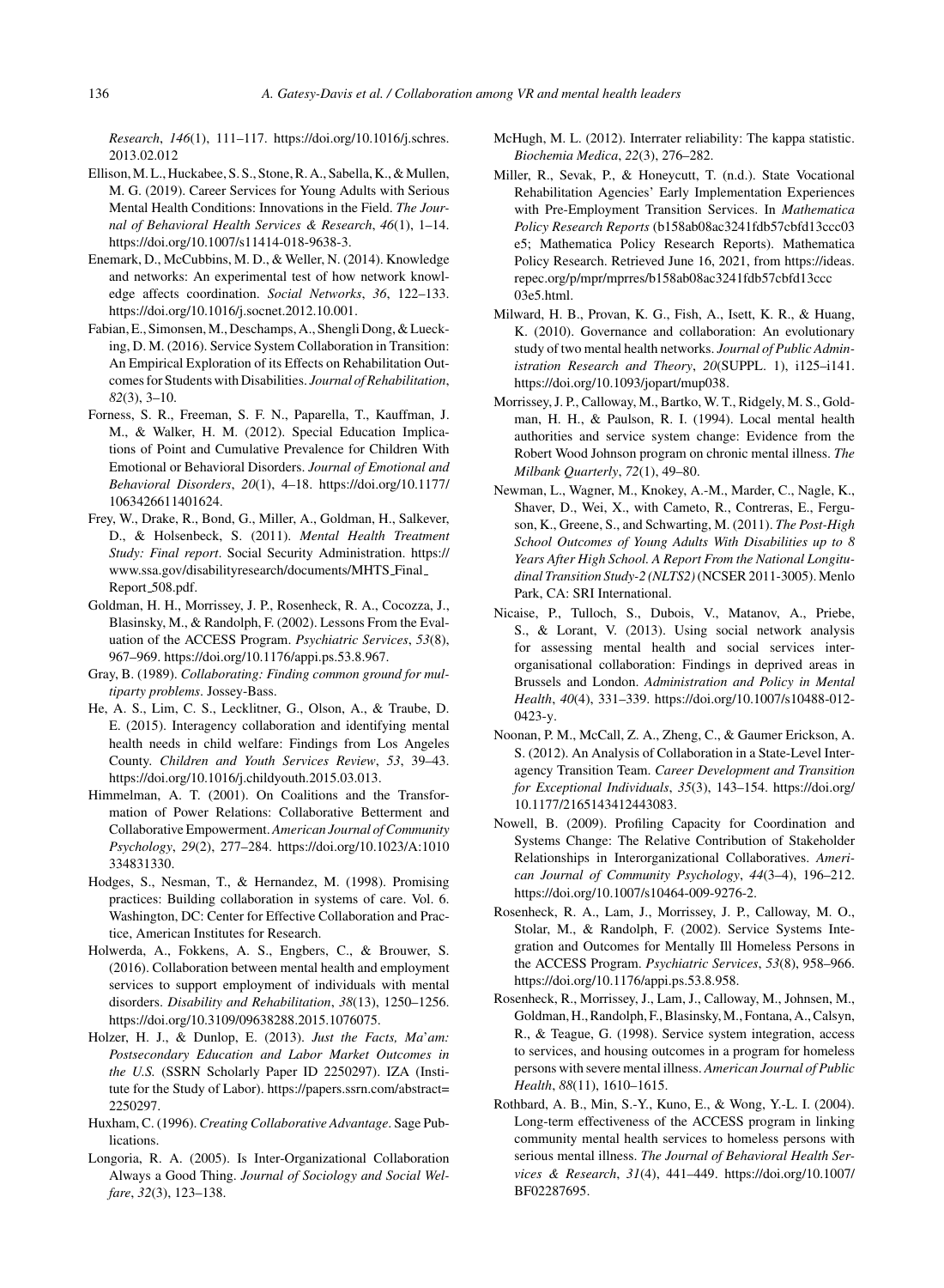*Research*, *146*(1), 111–117. https://doi.org/10.1016/j.schres.2013.02.012

Ellison, M. L., Huckabee, S. S., Stone, R. A., Sabella, K., & Mullen, M. G. (2019). Career Services for Young Adults with Serious Mental Health Conditions: Innovations in the Field. *The Journal of Behavioral Health Services & Research*, *46*(1), 1–14. https://doi.org/10.1007/s11414-018-9638-3.

Enemark, D., McCubbins, M. D., & Weller, N. (2014). Knowledge and networks: An experimental test of how network knowledge affects coordination. *Social Networks*, *36*, 122–133. https://doi.org/10.1016/j.socnet.2012.10.001.

Fabian, E., Simonsen, M., Deschamps, A., Shengli Dong, & Luecking, D. M. (2016). Service System Collaboration in Transition: An Empirical Exploration of its Effects on Rehabilitation Outcomes for Students with Disabilities. *Journal of Rehabilitation*, *82*(3), 3–10.

Forness, S. R., Freeman, S. F. N., Paparella, T., Kauffman, J. M., & Walker, H. M. (2012). Special Education Implications of Point and Cumulative Prevalence for Children With Emotional or Behavioral Disorders. *Journal of Emotional and Behavioral Disorders*, *20*(1), 4–18. https://doi.org/10.1177/1063426611401624.

Frey, W., Drake, R., Bond, G., Miller, A., Goldman, H., Salkever, D., & Holsenbeck, S. (2011). *Mental Health Treatment Study: Final report*. Social Security Administration. https://www.ssa.gov/disabilityresearch/documents/MHTS_Final_Report_508.pdf.

Goldman, H. H., Morrissey, J. P., Rosenheck, R. A., Cocozza, J., Blasinsky, M., & Randolph, F. (2002). Lessons From the Evaluation of the ACCESS Program. *Psychiatric Services*, *53*(8), 967–969. https://doi.org/10.1176/appi.ps.53.8.967.

Gray, B. (1989). *Collaborating: Finding common ground for multiparty problems*. Jossey-Bass.

He, A. S., Lim, C. S., Lecklitner, G., Olson, A., & Traube, D. E. (2015). Interagency collaboration and identifying mental health needs in child welfare: Findings from Los Angeles County. *Children and Youth Services Review*, *53*, 39–43. https://doi.org/10.1016/j.childyouth.2015.03.013.

Himmelman, A. T. (2001). On Coalitions and the Transformation of Power Relations: Collaborative Betterment and Collaborative Empowerment. *American Journal of Community Psychology*, *29*(2), 277–284. https://doi.org/10.1023/A:1010334831330.

Hodges, S., Nesman, T., & Hernandez, M. (1998). Promising practices: Building collaboration in systems of care. Vol. 6. Washington, DC: Center for Effective Collaboration and Practice, American Institutes for Research.

Holwerda, A., Fokkens, A. S., Engbers, C., & Brouwer, S. (2016). Collaboration between mental health and employment services to support employment of individuals with mental disorders. *Disability and Rehabilitation*, *38*(13), 1250–1256. https://doi.org/10.3109/09638288.2015.1076075.

Holzer, H. J., & Dunlop, E. (2013). *Just the Facts, Ma'am: Postsecondary Education and Labor Market Outcomes in the U.S.* (SSRN Scholarly Paper ID 2250297). IZA (Institute for the Study of Labor). https://papers.ssrn.com/abstract=2250297.

Huxham, C. (1996). *Creating Collaborative Advantage*. Sage Publications.

Longoria, R. A. (2005). Is Inter-Organizational Collaboration Always a Good Thing. *Journal of Sociology and Social Welfare*, *32*(3), 123–138.

McHugh, M. L. (2012). Interrater reliability: The kappa statistic. *Biochemia Medica*, *22*(3), 276–282.

Miller, R., Sevak, P., & Honeycutt, T. (n.d.). State Vocational Rehabilitation Agencies' Early Implementation Experiences with Pre-Employment Transition Services. In *Mathematica Policy Research Reports* (b158ab08ac3241fdb57cbfd13ccc03e5; Mathematica Policy Research Reports). Mathematica Policy Research. Retrieved June 16, 2021, from https://ideas.repec.org/p/mpr/mprres/b158ab08ac3241fdb57cbfd13ccc03e5.html.

Milward, H. B., Provan, K. G., Fish, A., Isett, K. R., & Huang, K. (2010). Governance and collaboration: An evolutionary study of two mental health networks. *Journal of Public Administration Research and Theory*, *20*(SUPPL. 1), i125–i141. https://doi.org/10.1093/jopart/mup038.

Morrissey, J. P., Calloway, M., Bartko, W. T., Ridgely, M. S., Goldman, H. H., & Paulson, R. I. (1994). Local mental health authorities and service system change: Evidence from the Robert Wood Johnson program on chronic mental illness. *The Milbank Quarterly*, *72*(1), 49–80.

Newman, L., Wagner, M., Knokey, A.-M., Marder, C., Nagle, K., Shaver, D., Wei, X., with Cameto, R., Contreras, E., Ferguson, K., Greene, S., and Schwarting, M. (2011). *The Post-High School Outcomes of Young Adults With Disabilities up to 8 Years After High School. A Report From the National Longitudinal Transition Study-2 (NLTS2)* (NCSER 2011-3005). Menlo Park, CA: SRI International.

Nicaise, P., Tulloch, S., Dubois, V., Matanov, A., Priebe, S., & Lorant, V. (2013). Using social network analysis for assessing mental health and social services inter-organisational collaboration: Findings in deprived areas in Brussels and London. *Administration and Policy in Mental Health*, *40*(4), 331–339. https://doi.org/10.1007/s10488-012-0423-y.

Noonan, P. M., McCall, Z. A., Zheng, C., & Gaumer Erickson, A. S. (2012). An Analysis of Collaboration in a State-Level Interagency Transition Team. *Career Development and Transition for Exceptional Individuals*, *35*(3), 143–154. https://doi.org/10.1177/2165143412443083.

Nowell, B. (2009). Profiling Capacity for Coordination and Systems Change: The Relative Contribution of Stakeholder Relationships in Interorganizational Collaboratives. *American Journal of Community Psychology*, *44*(3–4), 196–212. https://doi.org/10.1007/s10464-009-9276-2.

Rosenheck, R. A., Lam, J., Morrissey, J. P., Calloway, M. O., Stolar, M., & Randolph, F. (2002). Service Systems Integration and Outcomes for Mentally Ill Homeless Persons in the ACCESS Program. *Psychiatric Services*, *53*(8), 958–966. https://doi.org/10.1176/appi.ps.53.8.958.

Rosenheck, R., Morrissey, J., Lam, J., Calloway, M., Johnsen, M., Goldman, H., Randolph, F., Blasinsky, M., Fontana, A., Calsyn, R., & Teague, G. (1998). Service system integration, access to services, and housing outcomes in a program for homeless persons with severe mental illness. *American Journal of Public Health*, *88*(11), 1610–1615.

Rothbard, A. B., Min, S.-Y., Kuno, E., & Wong, Y.-L. I. (2004). Long-term effectiveness of the ACCESS program in linking community mental health services to homeless persons with serious mental illness. *The Journal of Behavioral Health Services & Research*, *31*(4), 441–449. https://doi.org/10.1007/BF02287695.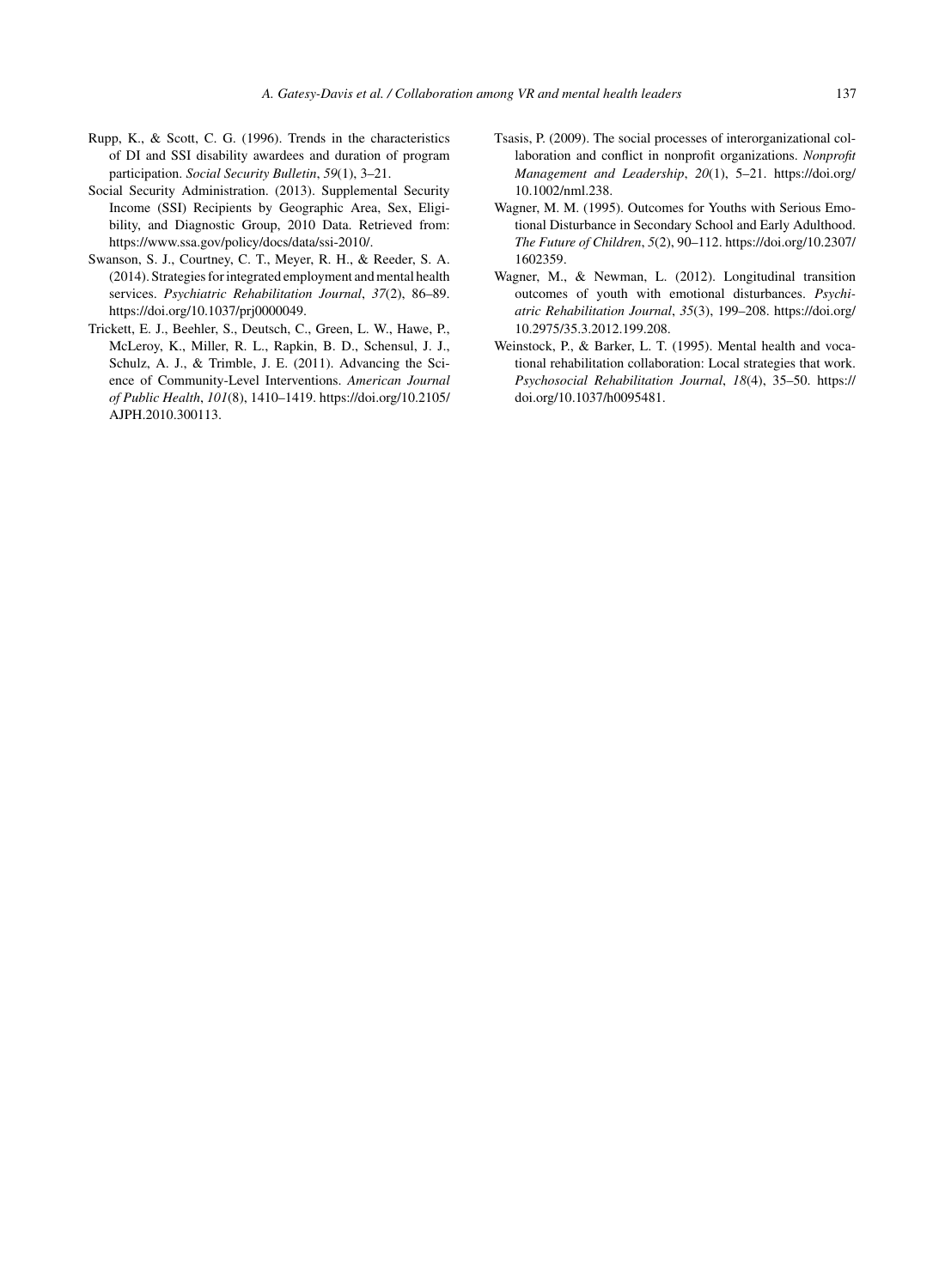Rupp, K., & Scott, C. G. (1996). Trends in the characteristics of DI and SSI disability awardees and duration of program participation. *Social Security Bulletin*, *59*(1), 3–21.

Social Security Administration. (2013). Supplemental Security Income (SSI) Recipients by Geographic Area, Sex, Eligibility, and Diagnostic Group, 2010 Data. Retrieved from: https://www.ssa.gov/policy/docs/data/ssi-2010/.

Swanson, S. J., Courtney, C. T., Meyer, R. H., & Reeder, S. A. (2014). Strategies for integrated employment and mental health services. *Psychiatric Rehabilitation Journal*, *37*(2), 86–89. https://doi.org/10.1037/prj0000049.

Trickett, E. J., Beehler, S., Deutsch, C., Green, L. W., Hawe, P., McLeroy, K., Miller, R. L., Rapkin, B. D., Schensul, J. J., Schulz, A. J., & Trimble, J. E. (2011). Advancing the Science of Community-Level Interventions. *American Journal of Public Health*, *101*(8), 1410–1419. https://doi.org/10.2105/AJPH.2010.300113.

Tsasis, P. (2009). The social processes of interorganizational collaboration and conflict in nonprofit organizations. *Nonprofit Management and Leadership*, *20*(1), 5–21. https://doi.org/10.1002/nml.238.

Wagner, M. M. (1995). Outcomes for Youths with Serious Emotional Disturbance in Secondary School and Early Adulthood. *The Future of Children*, *5*(2), 90–112. https://doi.org/10.2307/1602359.

Wagner, M., & Newman, L. (2012). Longitudinal transition outcomes of youth with emotional disturbances. *Psychiatric Rehabilitation Journal*, *35*(3), 199–208. https://doi.org/10.2975/35.3.2012.199.208.

Weinstock, P., & Barker, L. T. (1995). Mental health and vocational rehabilitation collaboration: Local strategies that work. *Psychosocial Rehabilitation Journal*, *18*(4), 35–50. https://doi.org/10.1037/h0095481.